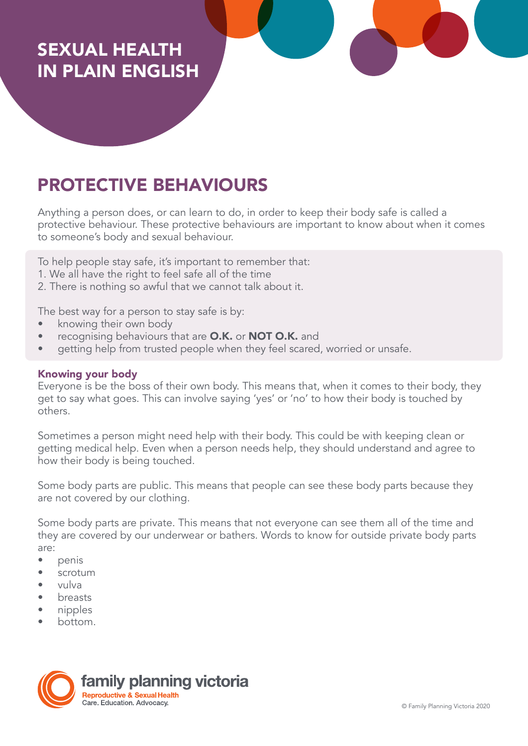# SEXUAL HEALTH IN PLAIN ENGLISH

## PROTECTIVE BEHAVIOURS

Anything a person does, or can learn to do, in order to keep their body safe is called a protective behaviour. These protective behaviours are important to know about when it comes to someone's body and sexual behaviour.

To help people stay safe, it's important to remember that:
1. We all have the right to feel safe all of the time
2. There is nothing so awful that we cannot talk about it.

The best way for a person to stay safe is by:
- knowing their own body
- recognising behaviours that are **O.K.** or **NOT O.K.** and
- getting help from trusted people when they feel scared, worried or unsafe.

### Knowing your body

Everyone is be the boss of their own body. This means that, when it comes to their body, they get to say what goes. This can involve saying 'yes' or 'no' to how their body is touched by others.

Sometimes a person might need help with their body. This could be with keeping clean or getting medical help. Even when a person needs help, they should understand and agree to how their body is being touched.

Some body parts are public. This means that people can see these body parts because they are not covered by our clothing.

Some body parts are private. This means that not everyone can see them all of the time and they are covered by our underwear or bathers. Words to know for outside private body parts are:
- penis
- scrotum
- vulva
- breasts
- nipples
- bottom.

family planning victoria
Reproductive & Sexual Health
Care. Education. Advocacy.

© Family Planning Victoria 2020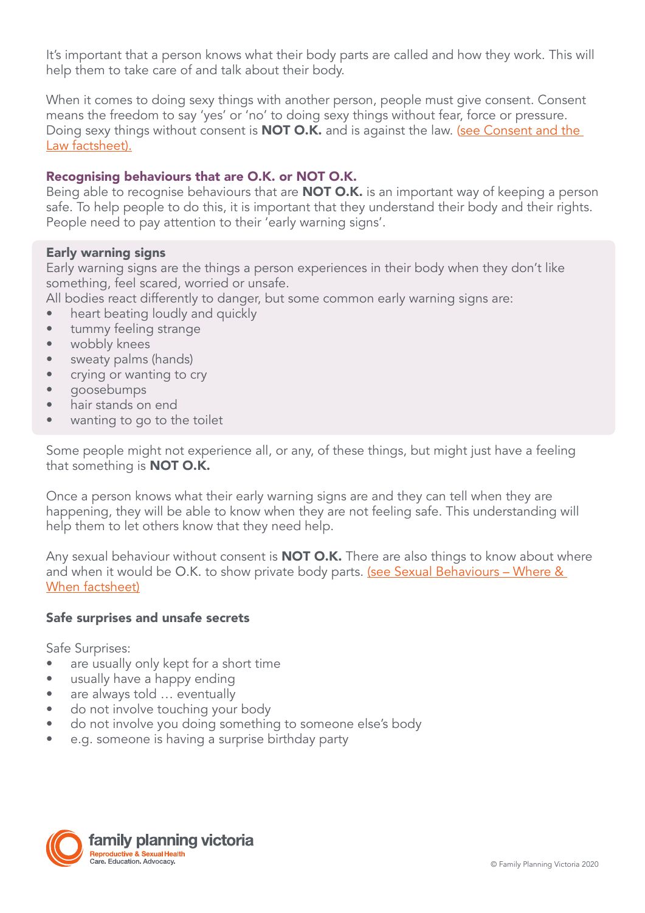It's important that a person knows what their body parts are called and how they work. This will help them to take care of and talk about their body.

When it comes to doing sexy things with another person, people must give consent. Consent means the freedom to say 'yes' or 'no' to doing sexy things without fear, force or pressure. Doing sexy things without consent is **NOT O.K.** and is against the law. (see Consent and the Law factsheet).

### Recognising behaviours that are O.K. or NOT O.K.

Being able to recognise behaviours that are **NOT O.K.** is an important way of keeping a person safe. To help people to do this, it is important that they understand their body and their rights. People need to pay attention to their 'early warning signs'.

**Early warning signs**

Early warning signs are the things a person experiences in their body when they don't like something, feel scared, worried or unsafe.

All bodies react differently to danger, but some common early warning signs are:

- heart beating loudly and quickly
- tummy feeling strange
- wobbly knees
- sweaty palms (hands)
- crying or wanting to cry
- goosebumps
- hair stands on end
- wanting to go to the toilet

Some people might not experience all, or any, of these things, but might just have a feeling that something is **NOT O.K.**

Once a person knows what their early warning signs are and they can tell when they are happening, they will be able to know when they are not feeling safe. This understanding will help them to let others know that they need help.

Any sexual behaviour without consent is **NOT O.K.** There are also things to know about where and when it would be O.K. to show private body parts. (see Sexual Behaviours – Where & When factsheet)

### Safe surprises and unsafe secrets

Safe Surprises:

- are usually only kept for a short time
- usually have a happy ending
- are always told … eventually
- do not involve touching your body
- do not involve you doing something to someone else's body
- e.g. someone is having a surprise birthday party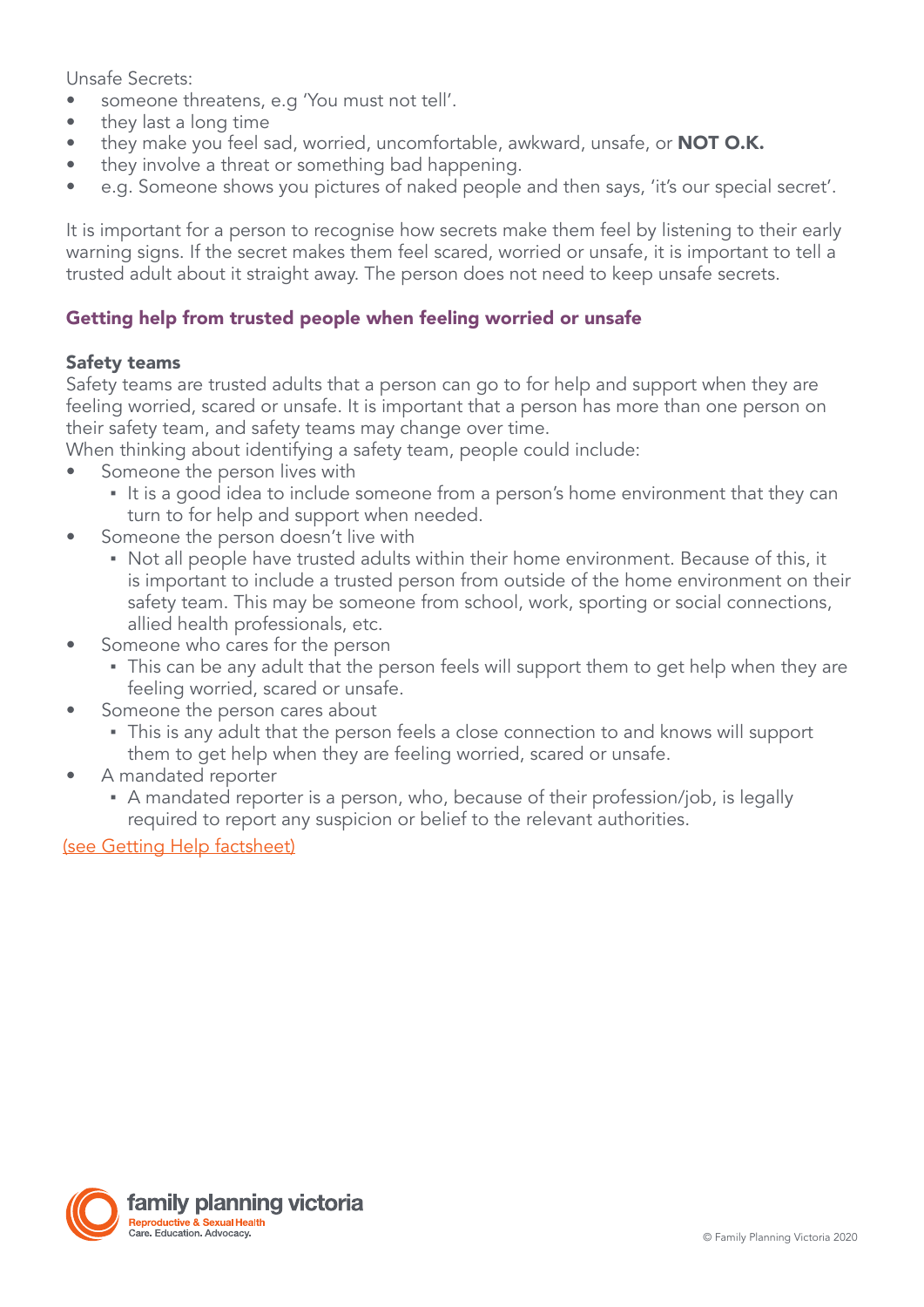Unsafe Secrets:

- someone threatens, e.g 'You must not tell'.
- they last a long time
- they make you feel sad, worried, uncomfortable, awkward, unsafe, or **NOT O.K.**
- they involve a threat or something bad happening.
- e.g. Someone shows you pictures of naked people and then says, 'it's our special secret'.

It is important for a person to recognise how secrets make them feel by listening to their early warning signs. If the secret makes them feel scared, worried or unsafe, it is important to tell a trusted adult about it straight away. The person does not need to keep unsafe secrets.

## Getting help from trusted people when feeling worried or unsafe

### Safety teams

Safety teams are trusted adults that a person can go to for help and support when they are feeling worried, scared or unsafe. It is important that a person has more than one person on their safety team, and safety teams may change over time.

When thinking about identifying a safety team, people could include:

- Someone the person lives with
  - It is a good idea to include someone from a person's home environment that they can turn to for help and support when needed.
- Someone the person doesn't live with
  - Not all people have trusted adults within their home environment. Because of this, it is important to include a trusted person from outside of the home environment on their safety team. This may be someone from school, work, sporting or social connections, allied health professionals, etc.
- Someone who cares for the person
  - This can be any adult that the person feels will support them to get help when they are feeling worried, scared or unsafe.
- Someone the person cares about
  - This is any adult that the person feels a close connection to and knows will support them to get help when they are feeling worried, scared or unsafe.
- A mandated reporter
  - A mandated reporter is a person, who, because of their profession/job, is legally required to report any suspicion or belief to the relevant authorities.

(see Getting Help factsheet)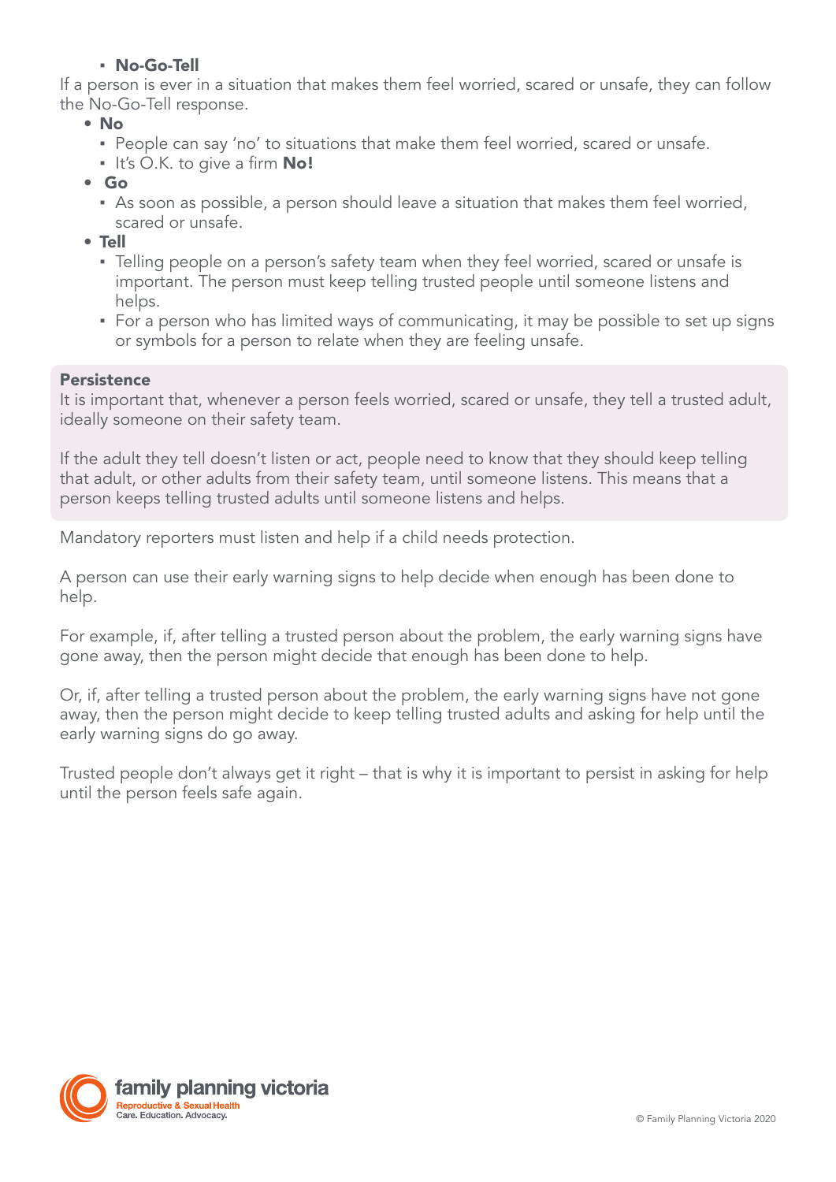- **No-Go-Tell**

If a person is ever in a situation that makes them feel worried, scared or unsafe, they can follow the No-Go-Tell response.

- **No**
  - People can say 'no' to situations that make them feel worried, scared or unsafe.
  - It's O.K. to give a firm **No!**
- **Go**
  - As soon as possible, a person should leave a situation that makes them feel worried, scared or unsafe.
- **Tell**
  - Telling people on a person's safety team when they feel worried, scared or unsafe is important. The person must keep telling trusted people until someone listens and helps.
  - For a person who has limited ways of communicating, it may be possible to set up signs or symbols for a person to relate when they are feeling unsafe.

**Persistence**

It is important that, whenever a person feels worried, scared or unsafe, they tell a trusted adult, ideally someone on their safety team.

If the adult they tell doesn't listen or act, people need to know that they should keep telling that adult, or other adults from their safety team, until someone listens. This means that a person keeps telling trusted adults until someone listens and helps.

Mandatory reporters must listen and help if a child needs protection.

A person can use their early warning signs to help decide when enough has been done to help.

For example, if, after telling a trusted person about the problem, the early warning signs have gone away, then the person might decide that enough has been done to help.

Or, if, after telling a trusted person about the problem, the early warning signs have not gone away, then the person might decide to keep telling trusted adults and asking for help until the early warning signs do go away.

Trusted people don't always get it right – that is why it is important to persist in asking for help until the person feels safe again.

family planning victoria
Reproductive & Sexual Health
Care. Education. Advocacy.

© Family Planning Victoria 2020